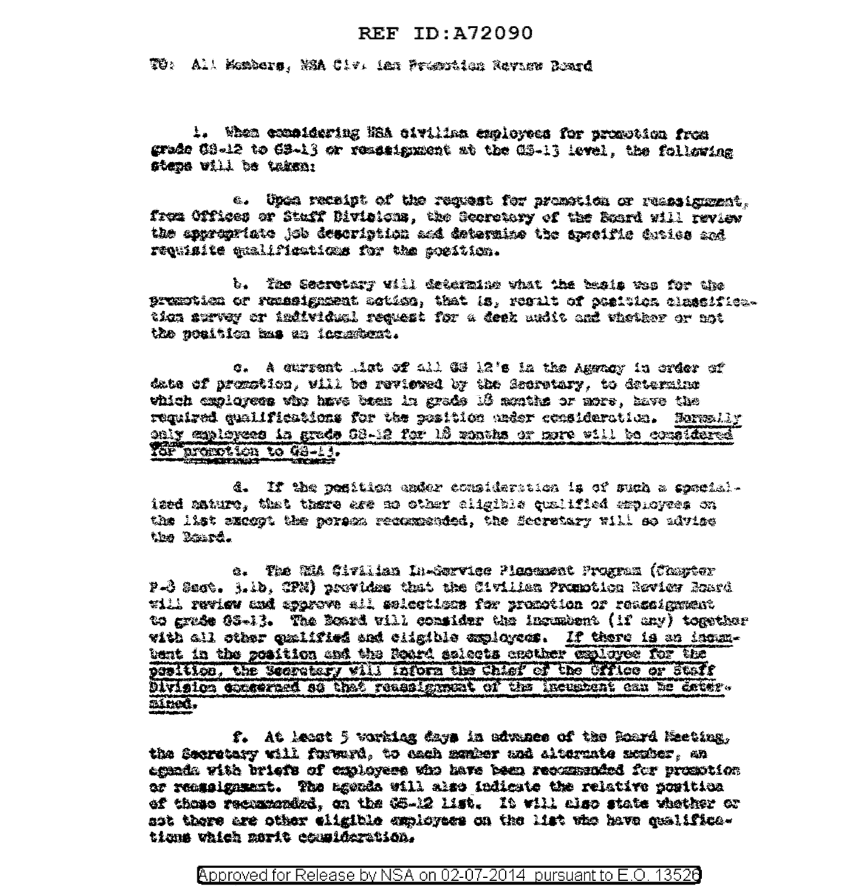REF ID:A72090

TO: All Members, NSA Civilian Promotion Review Board

1. When considering NSA civilian employees for promotion from grade GS-12 to GS-13 or reassignment at the GS-13 level, the following steps will be taken:

a. Upon receipt of the request for promotion or reassignment, from Offices or Staff Divisions, the Secretary of the Board will review the appropriate job description and determine the specific duties and requisite qualifications for the position.

b. The Secretary will determine what the basis was for the promotion or reassignment action, that is, result of position classification survey or individual request for a desk audit and whether or not the position has an incumbent.

c. A current list of all GS 12's in the Agency in order of date of promotion, will be reviewed by the Secretary, to determine which employees who have been in grade 18 months or more, have the required qualifications for the position under consideration. <u>Normally only employees in grade GS-12 for 18 months or more will be considered for promotion to GS-13.</u>

d. If the position under consideration is of such a specialized nature, that there are no other eligible qualified employees on the list except the person recommended, the Secretary will so advise the Board.

e. The NSA Civilian In-Service Placement Program (Chapter P-3 Sect. 3.1b, CPM) provides that the Civilian Promotion Review Board will review and approve all selections for promotion or reassignment to grade GS-13. The Board will consider the incumbent (if any) together with all other qualified and eligible employees. <u>If there is an incumbent in the position and the Board selects another employee for the position, the Secretary will inform the Chief of the Office or Staff Division concerned so that reassignment of the incumbent can be determined.</u>

f. At least 5 working days in advance of the Board Meeting, the Secretary will forward, to each member and alternate member, an agenda with briefs of employees who have been recommended for promotion or reassignment. The agenda will also indicate the relative position of those recommended, on the GS-12 list. It will also state whether or not there are other eligible employees on the list who have qualifications which merit consideration.

Approved for Release by NSA on 02-07-2014 pursuant to E.O. 13526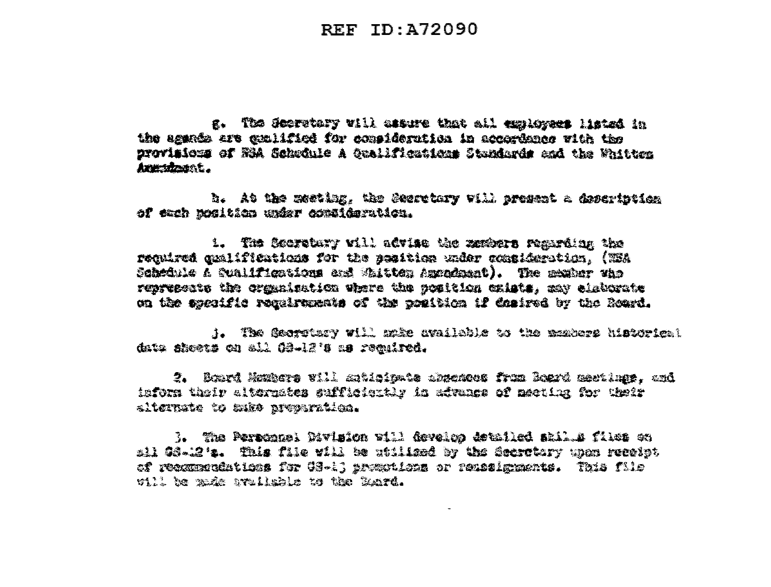REF ID:A72090

g. The Secretary will assure that all employees listed in the agenda are qualified for consideration in accordance with the provisions of NSA Schedule A Qualifications Standards and the Whitten Amendment.

h. At the meeting, the Secretary will present a description of each position under consideration.

i. The Secretary will advise the members regarding the required qualifications for the position under consideration, (NSA Schedule A Qualifications and Whitten Amendment). The member who represents the organization where the position exists, may elaborate on the specific requirements of the position if desired by the Board.

j. The Secretary will make available to the members historical data sheets on all GS-12's as required.

2. Board Members will anticipate absences from Board meetings, and inform their alternates sufficiently in advance of meeting for their alternate to make preparation.

3. The Personnel Division will develop detailed skills files on all GS-12's. This file will be utilized by the Secretary upon receipt of recommendations for GS-13 promotions or reassignments. This file will be made available to the Board.